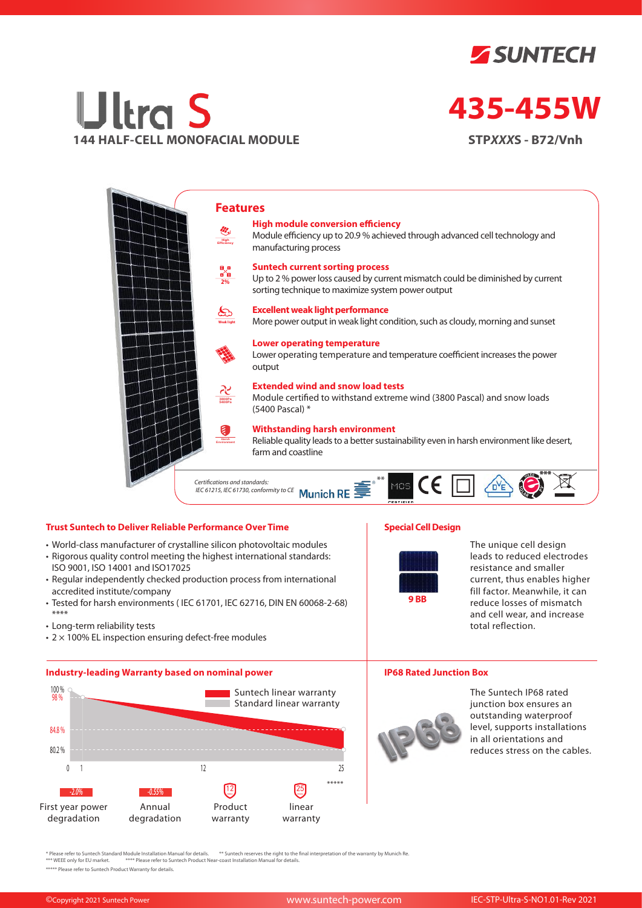SUNTECH

# Ultra S

**144 HALF-CELL MONOFACIAL MODULE**

# 435-455W

**STPXXXS - B72/Vnh**

## Features

**High module conversion efficiency**
Module efficiency up to 20.9 % achieved through advanced cell technology and manufacturing process

**Suntech current sorting process**
Up to 2 % power loss caused by current mismatch could be diminished by current sorting technique to maximize system power output

**Excellent weak light performance**
More power output in weak light condition, such as cloudy, morning and sunset

**Lower operating temperature**
Lower operating temperature and temperature coefficient increases the power output

**Extended wind and snow load tests**
Module certified to withstand extreme wind (3800 Pascal) and snow loads (5400 Pascal) *

**Withstanding harsh environment**
Reliable quality leads to a better sustainability even in harsh environment like desert, farm and coastline

*Certifications and standards: IEC 61215, IEC 61730, conformity to CE*

Munich RE **

***

### Trust Suntech to Deliver Reliable Performance Over Time

- World-class manufacturer of crystalline silicon photovoltaic modules
- Rigorous quality control meeting the highest international standards: ISO 9001, ISO 14001 and ISO17025
- Regular independently checked production process from international accredited institute/company
- Tested for harsh environments ( IEC 61701, IEC 62716, DIN EN 60068-2-68) ****
- Long-term reliability tests
- 2 × 100% EL inspection ensuring defect-free modules

### Special Cell Design

9 BB

The unique cell design leads to reduced electrodes resistance and smaller current, thus enables higher fill factor. Meanwhile, it can reduce losses of mismatch and cell wear, and increase total reflection.

### Industry-leading Warranty based on nominal power

Suntech linear warranty
Standard linear warranty

100 %, 98 %, 84.8 %, 80.2 %

0, 1, 12, 25

*****

| -2.0% | -0.55% | 12 | 25 |
|---|---|---|---|
| First year power degradation | Annual degradation | Product warranty | linear warranty |

### IP68 Rated Junction Box

The Suntech IP68 rated junction box ensures an outstanding waterproof level, supports installations in all orientations and reduces stress on the cables.

\* Please refer to Suntech Standard Module Installation Manual for details. ** Suntech reserves the right to the final interpretation of the warranty by Munich Re.
*** WEEE only for EU market. **** Please refer to Suntech Product Near-coast Installation Manual for details.
***** Please refer to Suntech Product Warranty for details.

©Copyright 2021 Suntech Power www.suntech-power.com IEC-STP-Ultra-S-NO1.01-Rev 2021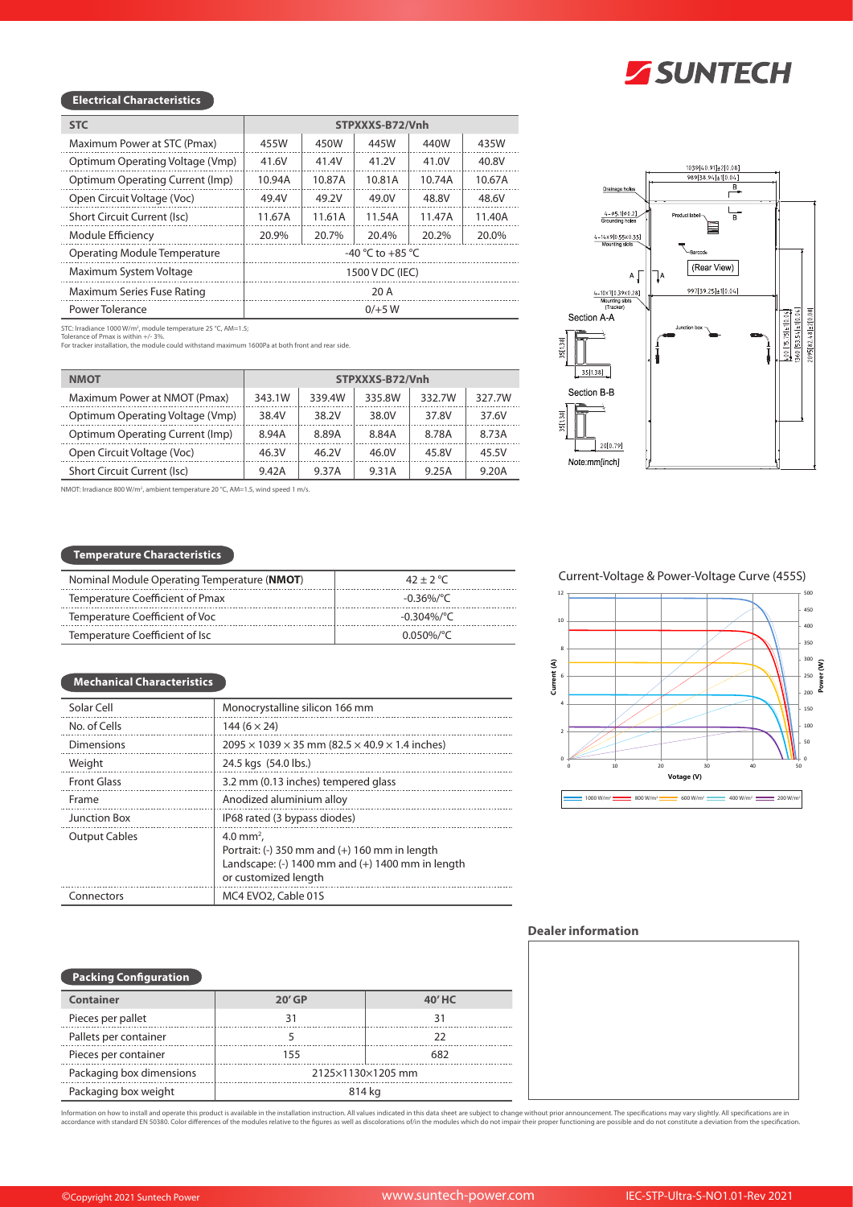## Electrical Characteristics

| STC | STPXXXS-B72/Vnh | | | | |
|---|---|---|---|---|---|
| Maximum Power at STC (Pmax) | 455W | 450W | 445W | 440W | 435W |
| Optimum Operating Voltage (Vmp) | 41.6V | 41.4V | 41.2V | 41.0V | 40.8V |
| Optimum Operating Current (Imp) | 10.94A | 10.87A | 10.81A | 10.74A | 10.67A |
| Open Circuit Voltage (Voc) | 49.4V | 49.2V | 49.0V | 48.8V | 48.6V |
| Short Circuit Current (Isc) | 11.67A | 11.61A | 11.54A | 11.47A | 11.40A |
| Module Efficiency | 20.9% | 20.7% | 20.4% | 20.2% | 20.0% |
| Operating Module Temperature | -40 °C to +85 °C | | | | |
| Maximum System Voltage | 1500 V DC (IEC) | | | | |
| Maximum Series Fuse Rating | 20 A | | | | |
| Power Tolerance | 0/+5 W | | | | |

STC: Irradiance 1000 W/m², module temperature 25 °C, AM=1.5;
Tolerance of Pmax is within +/- 3%.
For tracker installation, the module could withstand maximum 1600Pa at both front and rear side.

| NMOT | STPXXXS-B72/Vnh | | | | |
|---|---|---|---|---|---|
| Maximum Power at NMOT (Pmax) | 343.1W | 339.4W | 335.8W | 332.7W | 327.7W |
| Optimum Operating Voltage (Vmp) | 38.4V | 38.2V | 38.0V | 37.8V | 37.6V |
| Optimum Operating Current (Imp) | 8.94A | 8.89A | 8.84A | 8.78A | 8.73A |
| Open Circuit Voltage (Voc) | 46.3V | 46.2V | 46.0V | 45.8V | 45.5V |
| Short Circuit Current (Isc) | 9.42A | 9.37A | 9.31A | 9.25A | 9.20A |

NMOT: Irradiance 800 W/m², ambient temperature 20 °C, AM=1.5, wind speed 1 m/s.

1039[40.91]±2[0.08]
989[38.94]±1[0.04]
Drainage holes
4-Φ5.1[Φ0.2] Grounding holes
4-14×9[0.55×0.35] Mounting slots
Product label
Barcode
(Rear View)
997[39.25]±1[0.04]
4-10×7[0.39×0.28] Mounting slots (Tracker)
Junction box
400[15.75]±1[0.04]
1360[53.54]±1[0.04]
2095[82.48]±2[0.08]
Section A-A
35[1.38]
35[1.38]
Section B-B
35[1.38]
20[0.79]
Note:mm[inch]

## Temperature Characteristics

| | |
|---|---|
| Nominal Module Operating Temperature (**NMOT**) | 42 ± 2 °C |
| Temperature Coefficient of Pmax | -0.36%/°C |
| Temperature Coefficient of Voc | -0.304%/°C |
| Temperature Coefficient of Isc | 0.050%/°C |

Current-Voltage & Power-Voltage Curve (455S)

Current (A)
Power (W)
Votage (V)
1000 W/m² 800 W/m² 600 W/m² 400 W/m² 200 W/m²

## Mechanical Characteristics

| | |
|---|---|
| Solar Cell | Monocrystalline silicon 166 mm |
| No. of Cells | 144 (6 × 24) |
| Dimensions | 2095 × 1039 × 35 mm (82.5 × 40.9 × 1.4 inches) |
| Weight | 24.5 kgs (54.0 lbs.) |
| Front Glass | 3.2 mm (0.13 inches) tempered glass |
| Frame | Anodized aluminium alloy |
| Junction Box | IP68 rated (3 bypass diodes) |
| Output Cables | 4.0 mm², Portrait: (-) 350 mm and (+) 160 mm in length Landscape: (-) 1400 mm and (+) 1400 mm in length or customized length |
| Connectors | MC4 EVO2, Cable 01S |

## Packing Configuration

| Container | 20' GP | 40' HC |
|---|---|---|
| Pieces per pallet | 31 | 31 |
| Pallets per container | 5 | 22 |
| Pieces per container | 155 | 682 |
| Packaging box dimensions | 2125×1130×1205 mm | |
| Packaging box weight | 814 kg | |

**Dealer information**

Information on how to install and operate this product is available in the installation instruction. All values indicated in this data sheet are subject to change without prior announcement. The specifications may vary slightly. All specifications are in accordance with standard EN 50380. Color differences of the modules relative to the figures as well as discolorations of/in the modules which do not impair their proper functioning are possible and do not constitute a deviation from the specification.